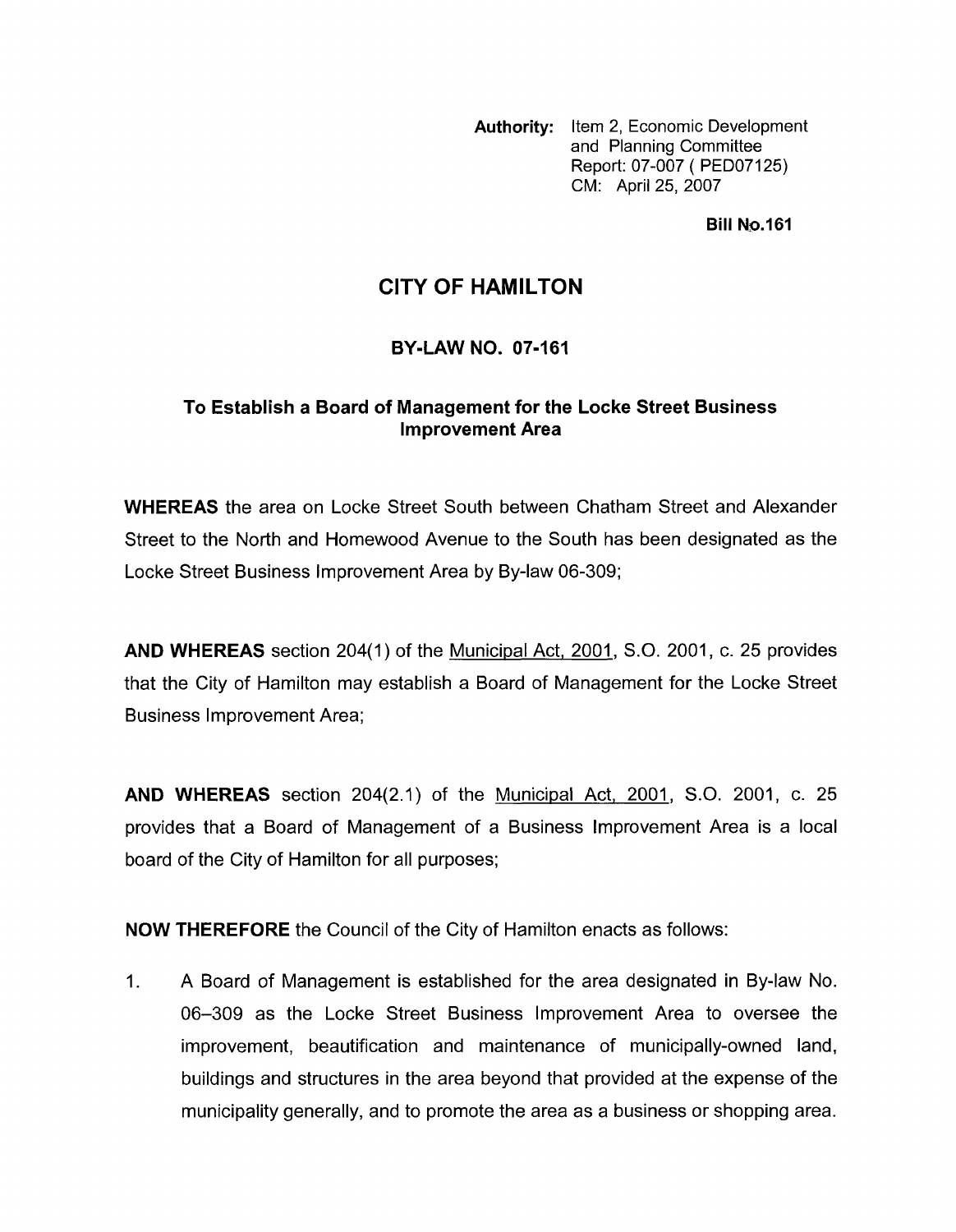**Authority:** Item 2, Economic Development and Planning Committee Report: 07-007 ( PED07125) CM: April 25, 2007

**Bill No.161**

# CITY OF HAMILTON

## BY-LAW NO. 07-161

### To Establish a Board of Management for the Locke Street Business Improvement Area

**WHEREAS** the area on Locke Street South between Chatham Street and Alexander Street to the North and Homewood Avenue to the South has been designated as the Locke Street Business Improvement Area by By-law 06-309;

**AND WHEREAS** section 204(1) of the Municipal Act, 2001, S.O. 2001, c. 25 provides that the City of Hamilton may establish a Board of Management for the Locke Street Business Improvement Area;

**AND WHEREAS** section 204(2.1) of the Municipal Act, 2001, S.O. 2001, c. 25 provides that a Board of Management of a Business Improvement Area is a local board of the City of Hamilton for all purposes;

**NOW THEREFORE** the Council of the City of Hamilton enacts as follows:

1. A Board of Management is established for the area designated in By-law No. 06–309 as the Locke Street Business Improvement Area to oversee the improvement, beautification and maintenance of municipally-owned land, buildings and structures in the area beyond that provided at the expense of the municipality generally, and to promote the area as a business or shopping area.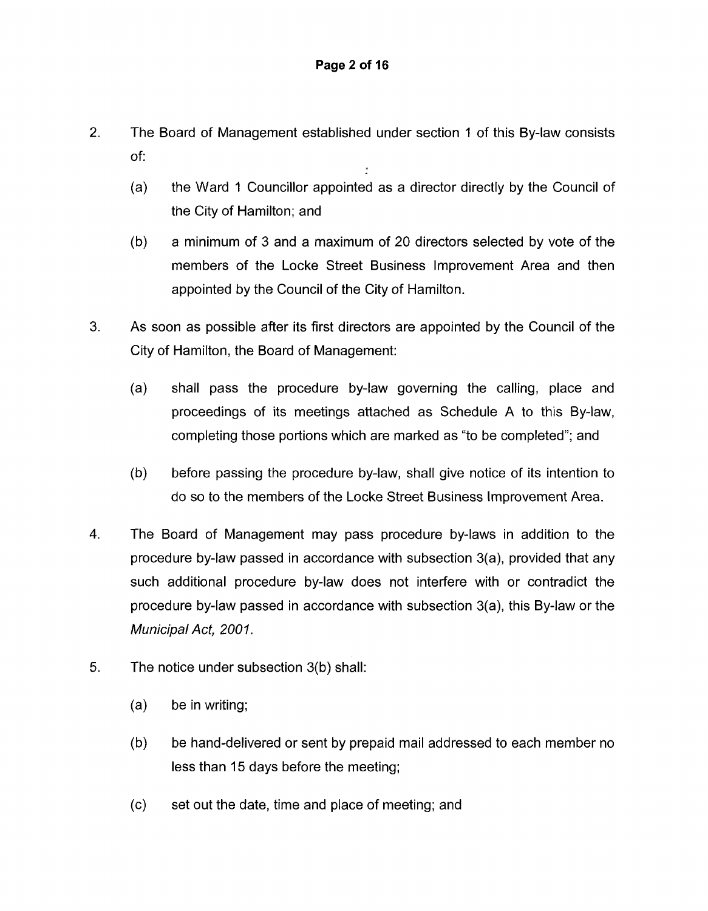2. The Board of Management established under section 1 of this By-law consists of:

   (a) the Ward 1 Councillor appointed as a director directly by the Council of the City of Hamilton; and

   (b) a minimum of 3 and a maximum of 20 directors selected by vote of the members of the Locke Street Business Improvement Area and then appointed by the Council of the City of Hamilton.

3. As soon as possible after its first directors are appointed by the Council of the City of Hamilton, the Board of Management:

   (a) shall pass the procedure by-law governing the calling, place and proceedings of its meetings attached as Schedule A to this By-law, completing those portions which are marked as "to be completed"; and

   (b) before passing the procedure by-law, shall give notice of its intention to do so to the members of the Locke Street Business Improvement Area.

4. The Board of Management may pass procedure by-laws in addition to the procedure by-law passed in accordance with subsection 3(a), provided that any such additional procedure by-law does not interfere with or contradict the procedure by-law passed in accordance with subsection 3(a), this By-law or the *Municipal Act, 2001*.

5. The notice under subsection 3(b) shall:

   (a) be in writing;

   (b) be hand-delivered or sent by prepaid mail addressed to each member no less than 15 days before the meeting;

   (c) set out the date, time and place of meeting; and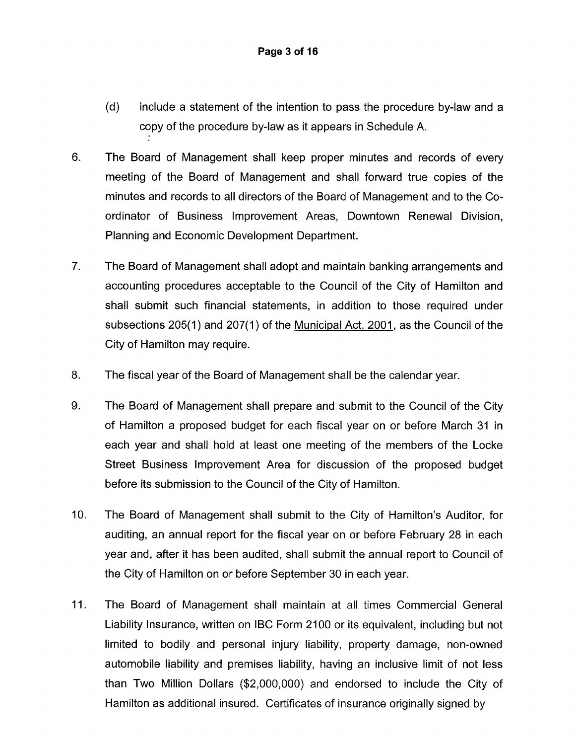(d) include a statement of the intention to pass the procedure by-law and a copy of the procedure by-law as it appears in Schedule A.

6. The Board of Management shall keep proper minutes and records of every meeting of the Board of Management and shall forward true copies of the minutes and records to all directors of the Board of Management and to the Co-ordinator of Business Improvement Areas, Downtown Renewal Division, Planning and Economic Development Department.

7. The Board of Management shall adopt and maintain banking arrangements and accounting procedures acceptable to the Council of the City of Hamilton and shall submit such financial statements, in addition to those required under subsections 205(1) and 207(1) of the Municipal Act, 2001, as the Council of the City of Hamilton may require.

8. The fiscal year of the Board of Management shall be the calendar year.

9. The Board of Management shall prepare and submit to the Council of the City of Hamilton a proposed budget for each fiscal year on or before March 31 in each year and shall hold at least one meeting of the members of the Locke Street Business Improvement Area for discussion of the proposed budget before its submission to the Council of the City of Hamilton.

10. The Board of Management shall submit to the City of Hamilton's Auditor, for auditing, an annual report for the fiscal year on or before February 28 in each year and, after it has been audited, shall submit the annual report to Council of the City of Hamilton on or before September 30 in each year.

11. The Board of Management shall maintain at all times Commercial General Liability Insurance, written on IBC Form 2100 or its equivalent, including but not limited to bodily and personal injury liability, property damage, non-owned automobile liability and premises liability, having an inclusive limit of not less than Two Million Dollars ($2,000,000) and endorsed to include the City of Hamilton as additional insured. Certificates of insurance originally signed by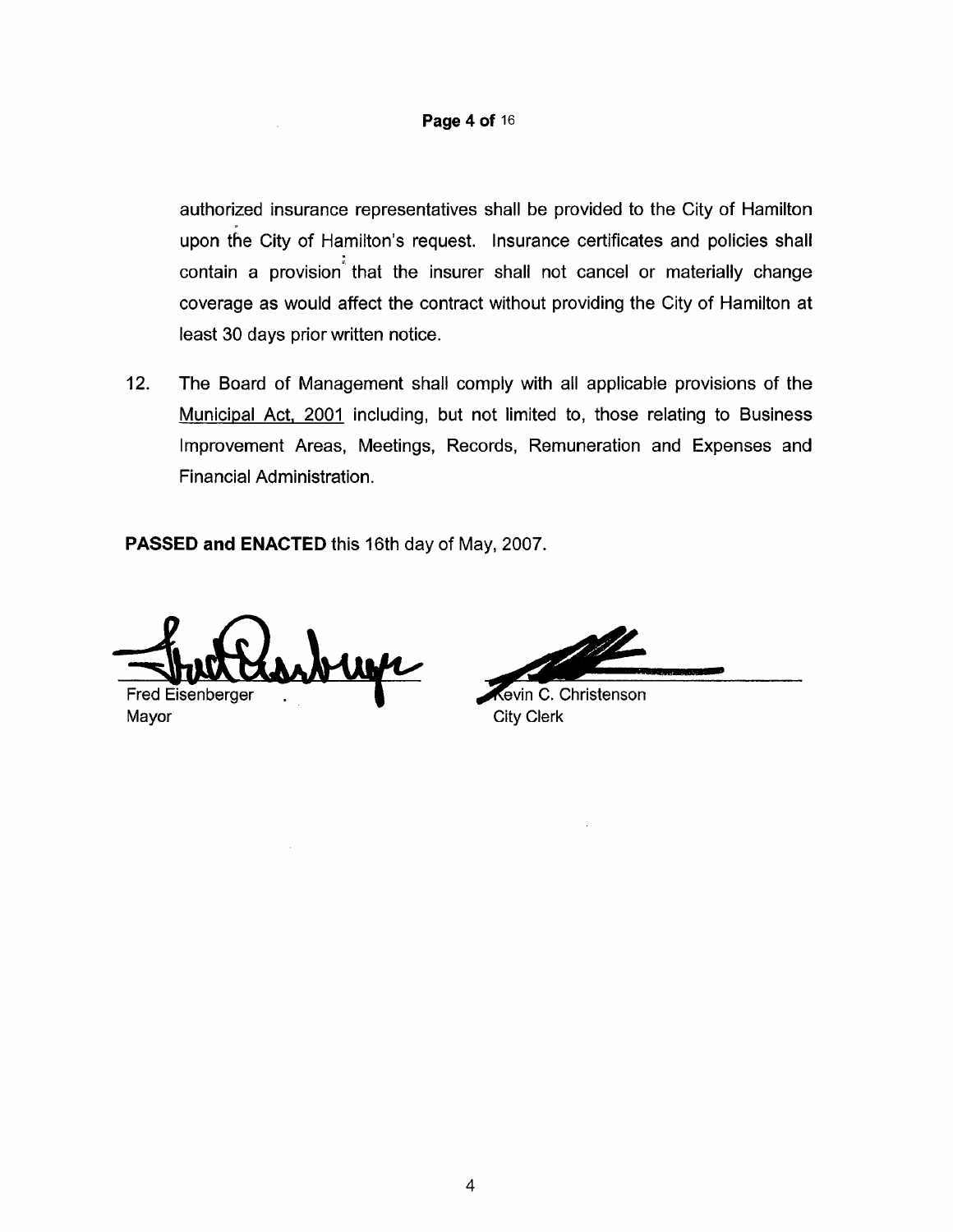authorized insurance representatives shall be provided to the City of Hamilton upon the City of Hamilton's request. Insurance certificates and policies shall contain a provision that the insurer shall not cancel or materially change coverage as would affect the contract without providing the City of Hamilton at least 30 days prior written notice.

12. The Board of Management shall comply with all applicable provisions of the Municipal Act, 2001 including, but not limited to, those relating to Business Improvement Areas, Meetings, Records, Remuneration and Expenses and Financial Administration.

**PASSED and ENACTED** this 16th day of May, 2007.

Fred Eisenberger
Mayor

Kevin C. Christenson
City Clerk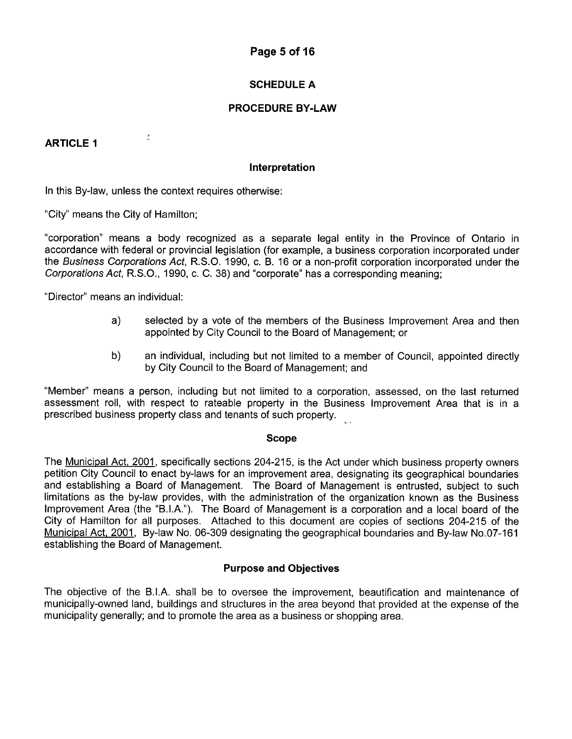## SCHEDULE A

## PROCEDURE BY-LAW

### ARTICLE 1

#### Interpretation

In this By-law, unless the context requires otherwise:

"City" means the City of Hamilton;

"corporation" means a body recognized as a separate legal entity in the Province of Ontario in accordance with federal or provincial legislation (for example, a business corporation incorporated under the *Business Corporations Act*, R.S.O. 1990, c. B. 16 or a non-profit corporation incorporated under the *Corporations Act*, R.S.O., 1990, c. C. 38) and "corporate" has a corresponding meaning;

"Director" means an individual:

a) selected by a vote of the members of the Business Improvement Area and then appointed by City Council to the Board of Management; or

b) an individual, including but not limited to a member of Council, appointed directly by City Council to the Board of Management; and

"Member" means a person, including but not limited to a corporation, assessed, on the last returned assessment roll, with respect to rateable property in the Business Improvement Area that is in a prescribed business property class and tenants of such property.

#### Scope

The Municipal Act, 2001, specifically sections 204-215, is the Act under which business property owners petition City Council to enact by-laws for an improvement area, designating its geographical boundaries and establishing a Board of Management. The Board of Management is entrusted, subject to such limitations as the by-law provides, with the administration of the organization known as the Business Improvement Area (the "B.I.A."). The Board of Management is a corporation and a local board of the City of Hamilton for all purposes. Attached to this document are copies of sections 204-215 of the Municipal Act, 2001, By-law No. 06-309 designating the geographical boundaries and By-law No.07-161 establishing the Board of Management.

#### Purpose and Objectives

The objective of the B.I.A. shall be to oversee the improvement, beautification and maintenance of municipally-owned land, buildings and structures in the area beyond that provided at the expense of the municipality generally; and to promote the area as a business or shopping area.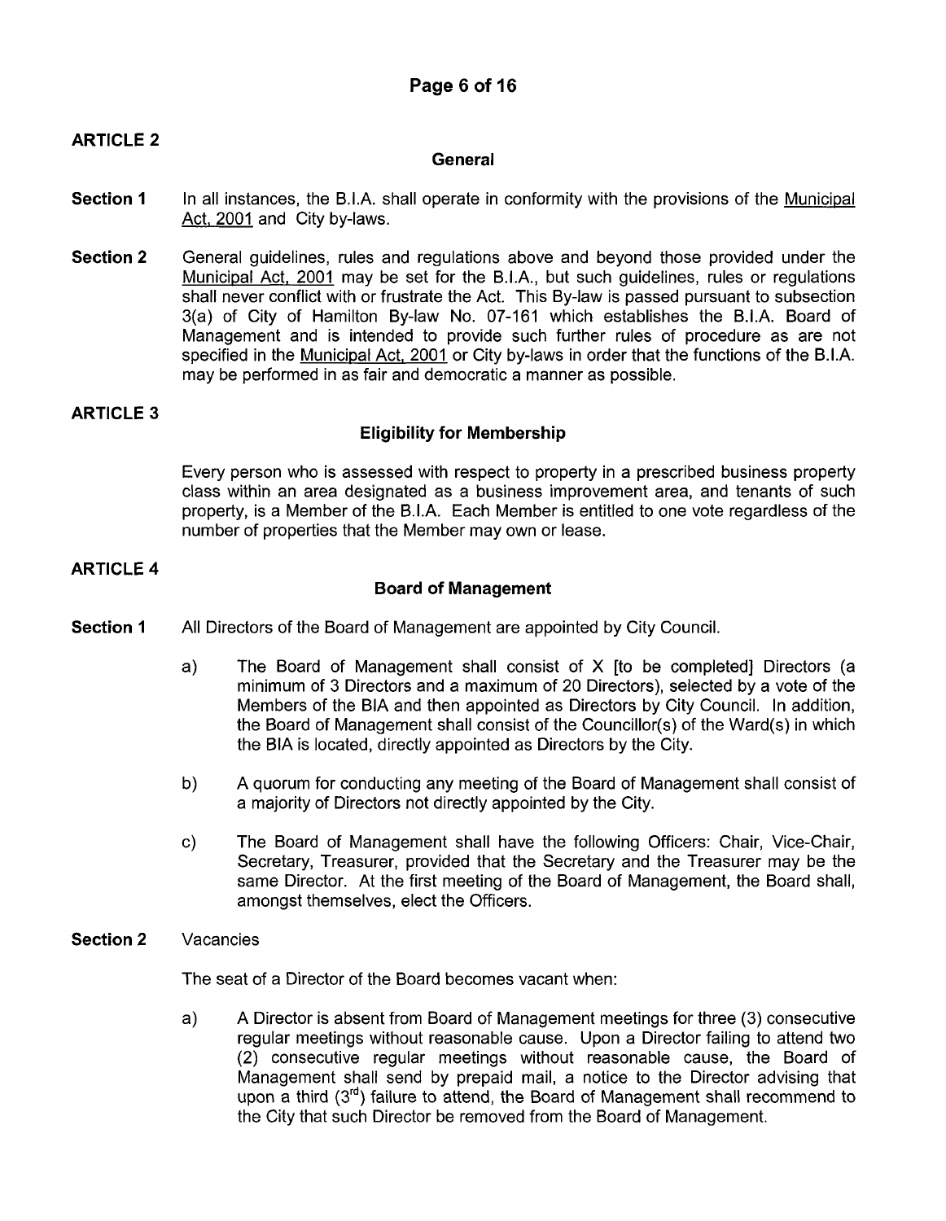## ARTICLE 2

### General

**Section 1** In all instances, the B.I.A. shall operate in conformity with the provisions of the Municipal Act, 2001 and City by-laws.

**Section 2** General guidelines, rules and regulations above and beyond those provided under the Municipal Act, 2001 may be set for the B.I.A., but such guidelines, rules or regulations shall never conflict with or frustrate the Act. This By-law is passed pursuant to subsection 3(a) of City of Hamilton By-law No. 07-161 which establishes the B.I.A. Board of Management and is intended to provide such further rules of procedure as are not specified in the Municipal Act, 2001 or City by-laws in order that the functions of the B.I.A. may be performed in as fair and democratic a manner as possible.

## ARTICLE 3

### Eligibility for Membership

Every person who is assessed with respect to property in a prescribed business property class within an area designated as a business improvement area, and tenants of such property, is a Member of the B.I.A. Each Member is entitled to one vote regardless of the number of properties that the Member may own or lease.

## ARTICLE 4

### Board of Management

**Section 1** All Directors of the Board of Management are appointed by City Council.

a) The Board of Management shall consist of X [to be completed] Directors (a minimum of 3 Directors and a maximum of 20 Directors), selected by a vote of the Members of the BIA and then appointed as Directors by City Council. In addition, the Board of Management shall consist of the Councillor(s) of the Ward(s) in which the BIA is located, directly appointed as Directors by the City.

b) A quorum for conducting any meeting of the Board of Management shall consist of a majority of Directors not directly appointed by the City.

c) The Board of Management shall have the following Officers: Chair, Vice-Chair, Secretary, Treasurer, provided that the Secretary and the Treasurer may be the same Director. At the first meeting of the Board of Management, the Board shall, amongst themselves, elect the Officers.

**Section 2** Vacancies

The seat of a Director of the Board becomes vacant when:

a) A Director is absent from Board of Management meetings for three (3) consecutive regular meetings without reasonable cause. Upon a Director failing to attend two (2) consecutive regular meetings without reasonable cause, the Board of Management shall send by prepaid mail, a notice to the Director advising that upon a third (3rd) failure to attend, the Board of Management shall recommend to the City that such Director be removed from the Board of Management.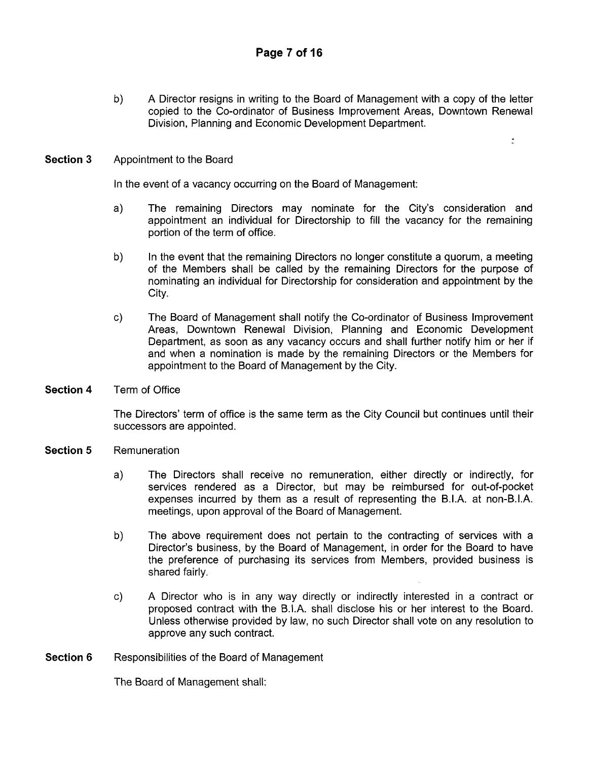b) A Director resigns in writing to the Board of Management with a copy of the letter copied to the Co-ordinator of Business Improvement Areas, Downtown Renewal Division, Planning and Economic Development Department.

**Section 3** Appointment to the Board

In the event of a vacancy occurring on the Board of Management:

a) The remaining Directors may nominate for the City's consideration and appointment an individual for Directorship to fill the vacancy for the remaining portion of the term of office.

b) In the event that the remaining Directors no longer constitute a quorum, a meeting of the Members shall be called by the remaining Directors for the purpose of nominating an individual for Directorship for consideration and appointment by the City.

c) The Board of Management shall notify the Co-ordinator of Business Improvement Areas, Downtown Renewal Division, Planning and Economic Development Department, as soon as any vacancy occurs and shall further notify him or her if and when a nomination is made by the remaining Directors or the Members for appointment to the Board of Management by the City.

**Section 4** Term of Office

The Directors' term of office is the same term as the City Council but continues until their successors are appointed.

**Section 5** Remuneration

a) The Directors shall receive no remuneration, either directly or indirectly, for services rendered as a Director, but may be reimbursed for out-of-pocket expenses incurred by them as a result of representing the B.I.A. at non-B.I.A. meetings, upon approval of the Board of Management.

b) The above requirement does not pertain to the contracting of services with a Director's business, by the Board of Management, in order for the Board to have the preference of purchasing its services from Members, provided business is shared fairly.

c) A Director who is in any way directly or indirectly interested in a contract or proposed contract with the B.I.A. shall disclose his or her interest to the Board. Unless otherwise provided by law, no such Director shall vote on any resolution to approve any such contract.

**Section 6** Responsibilities of the Board of Management

The Board of Management shall: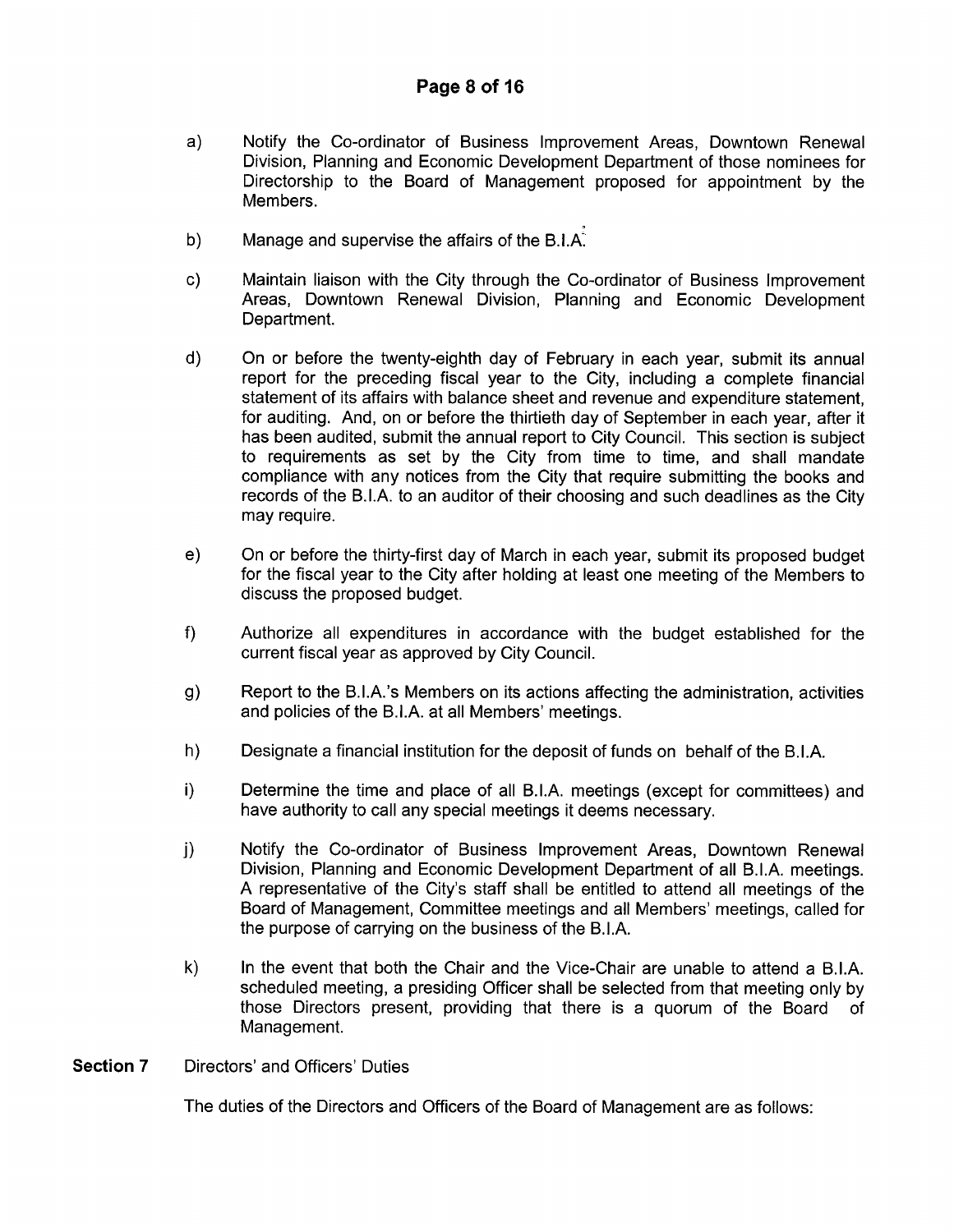a) Notify the Co-ordinator of Business Improvement Areas, Downtown Renewal Division, Planning and Economic Development Department of those nominees for Directorship to the Board of Management proposed for appointment by the Members.

b) Manage and supervise the affairs of the B.I.A.

c) Maintain liaison with the City through the Co-ordinator of Business Improvement Areas, Downtown Renewal Division, Planning and Economic Development Department.

d) On or before the twenty-eighth day of February in each year, submit its annual report for the preceding fiscal year to the City, including a complete financial statement of its affairs with balance sheet and revenue and expenditure statement, for auditing. And, on or before the thirtieth day of September in each year, after it has been audited, submit the annual report to City Council. This section is subject to requirements as set by the City from time to time, and shall mandate compliance with any notices from the City that require submitting the books and records of the B.I.A. to an auditor of their choosing and such deadlines as the City may require.

e) On or before the thirty-first day of March in each year, submit its proposed budget for the fiscal year to the City after holding at least one meeting of the Members to discuss the proposed budget.

f) Authorize all expenditures in accordance with the budget established for the current fiscal year as approved by City Council.

g) Report to the B.I.A.'s Members on its actions affecting the administration, activities and policies of the B.I.A. at all Members' meetings.

h) Designate a financial institution for the deposit of funds on behalf of the B.I.A.

i) Determine the time and place of all B.I.A. meetings (except for committees) and have authority to call any special meetings it deems necessary.

j) Notify the Co-ordinator of Business Improvement Areas, Downtown Renewal Division, Planning and Economic Development Department of all B.I.A. meetings. A representative of the City's staff shall be entitled to attend all meetings of the Board of Management, Committee meetings and all Members' meetings, called for the purpose of carrying on the business of the B.I.A.

k) In the event that both the Chair and the Vice-Chair are unable to attend a B.I.A. scheduled meeting, a presiding Officer shall be selected from that meeting only by those Directors present, providing that there is a quorum of the Board of Management.

**Section 7** Directors' and Officers' Duties

The duties of the Directors and Officers of the Board of Management are as follows: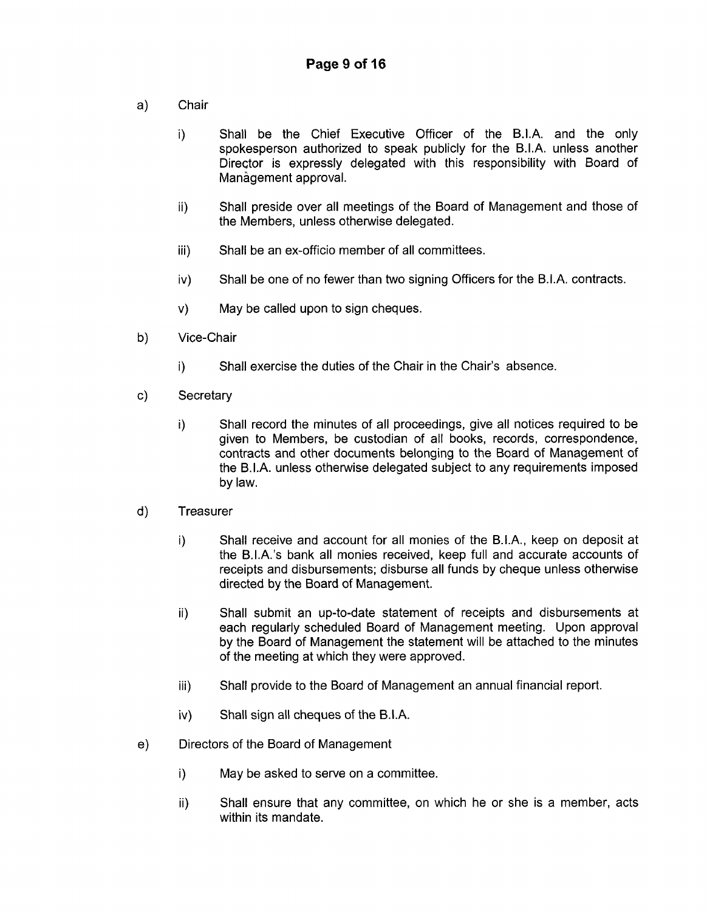a) Chair

i) Shall be the Chief Executive Officer of the B.I.A. and the only spokesperson authorized to speak publicly for the B.I.A. unless another Director is expressly delegated with this responsibility with Board of Management approval.

ii) Shall preside over all meetings of the Board of Management and those of the Members, unless otherwise delegated.

iii) Shall be an ex-officio member of all committees.

iv) Shall be one of no fewer than two signing Officers for the B.I.A. contracts.

v) May be called upon to sign cheques.

b) Vice-Chair

i) Shall exercise the duties of the Chair in the Chair's absence.

c) Secretary

i) Shall record the minutes of all proceedings, give all notices required to be given to Members, be custodian of all books, records, correspondence, contracts and other documents belonging to the Board of Management of the B.I.A. unless otherwise delegated subject to any requirements imposed by law.

d) Treasurer

i) Shall receive and account for all monies of the B.I.A., keep on deposit at the B.I.A.'s bank all monies received, keep full and accurate accounts of receipts and disbursements; disburse all funds by cheque unless otherwise directed by the Board of Management.

ii) Shall submit an up-to-date statement of receipts and disbursements at each regularly scheduled Board of Management meeting. Upon approval by the Board of Management the statement will be attached to the minutes of the meeting at which they were approved.

iii) Shall provide to the Board of Management an annual financial report.

iv) Shall sign all cheques of the B.I.A.

e) Directors of the Board of Management

i) May be asked to serve on a committee.

ii) Shall ensure that any committee, on which he or she is a member, acts within its mandate.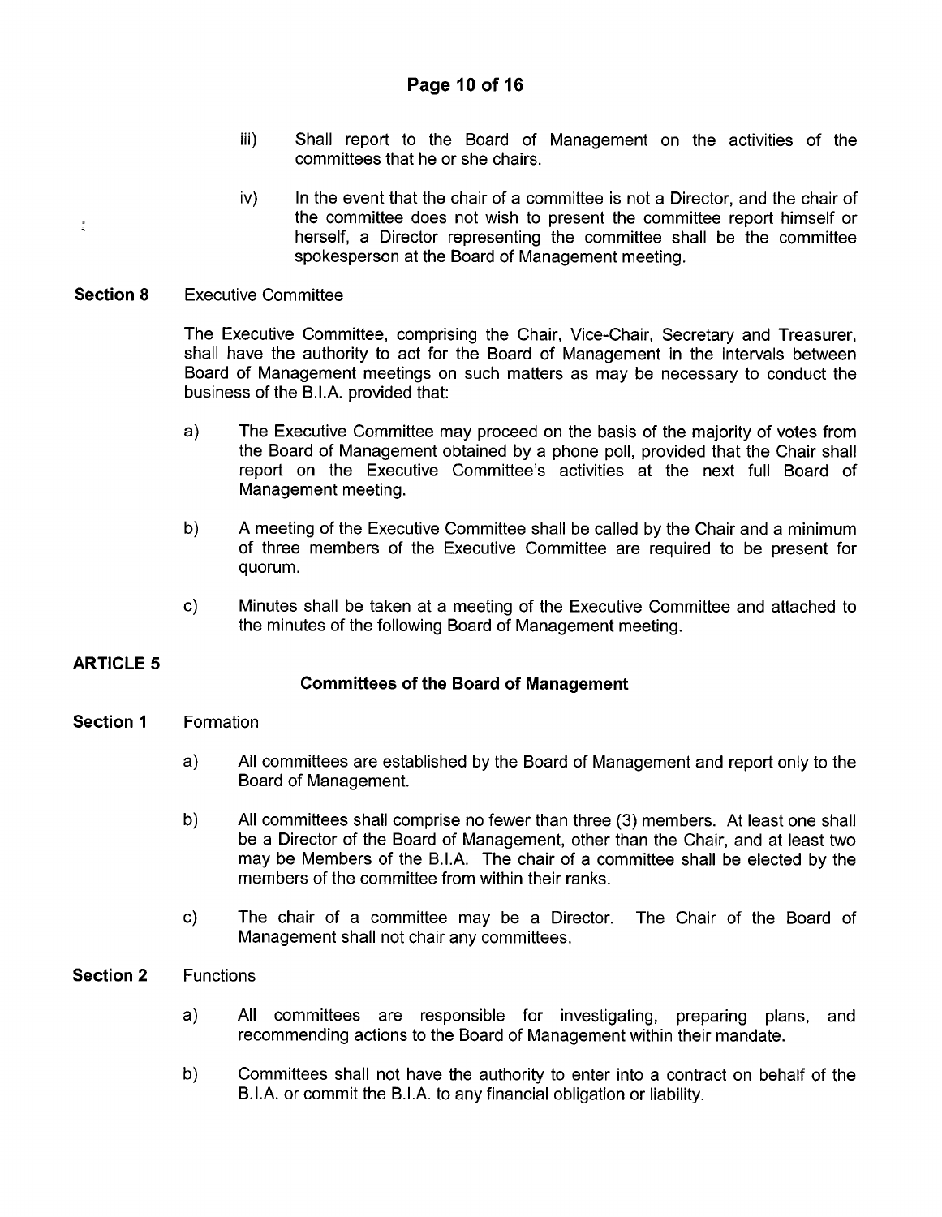iii) Shall report to the Board of Management on the activities of the committees that he or she chairs.

iv) In the event that the chair of a committee is not a Director, and the chair of the committee does not wish to present the committee report himself or herself, a Director representing the committee shall be the committee spokesperson at the Board of Management meeting.

**Section 8** Executive Committee

The Executive Committee, comprising the Chair, Vice-Chair, Secretary and Treasurer, shall have the authority to act for the Board of Management in the intervals between Board of Management meetings on such matters as may be necessary to conduct the business of the B.I.A. provided that:

a) The Executive Committee may proceed on the basis of the majority of votes from the Board of Management obtained by a phone poll, provided that the Chair shall report on the Executive Committee's activities at the next full Board of Management meeting.

b) A meeting of the Executive Committee shall be called by the Chair and a minimum of three members of the Executive Committee are required to be present for quorum.

c) Minutes shall be taken at a meeting of the Executive Committee and attached to the minutes of the following Board of Management meeting.

## ARTICLE 5

### Committees of the Board of Management

**Section 1** Formation

a) All committees are established by the Board of Management and report only to the Board of Management.

b) All committees shall comprise no fewer than three (3) members. At least one shall be a Director of the Board of Management, other than the Chair, and at least two may be Members of the B.I.A. The chair of a committee shall be elected by the members of the committee from within their ranks.

c) The chair of a committee may be a Director. The Chair of the Board of Management shall not chair any committees.

**Section 2** Functions

a) All committees are responsible for investigating, preparing plans, and recommending actions to the Board of Management within their mandate.

b) Committees shall not have the authority to enter into a contract on behalf of the B.I.A. or commit the B.I.A. to any financial obligation or liability.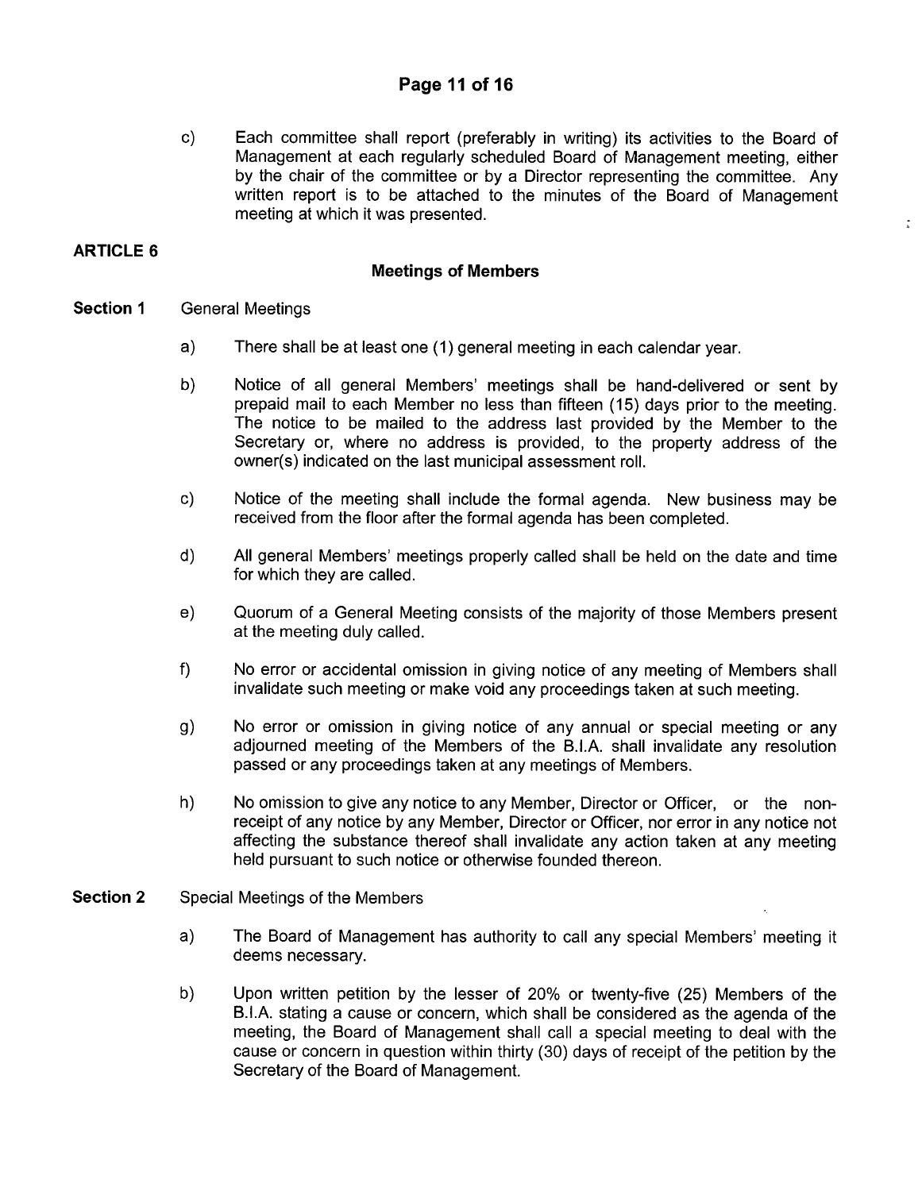c) Each committee shall report (preferably in writing) its activities to the Board of Management at each regularly scheduled Board of Management meeting, either by the chair of the committee or by a Director representing the committee. Any written report is to be attached to the minutes of the Board of Management meeting at which it was presented.

## ARTICLE 6

### Meetings of Members

**Section 1** General Meetings

a) There shall be at least one (1) general meeting in each calendar year.

b) Notice of all general Members' meetings shall be hand-delivered or sent by prepaid mail to each Member no less than fifteen (15) days prior to the meeting. The notice to be mailed to the address last provided by the Member to the Secretary or, where no address is provided, to the property address of the owner(s) indicated on the last municipal assessment roll.

c) Notice of the meeting shall include the formal agenda. New business may be received from the floor after the formal agenda has been completed.

d) All general Members' meetings properly called shall be held on the date and time for which they are called.

e) Quorum of a General Meeting consists of the majority of those Members present at the meeting duly called.

f) No error or accidental omission in giving notice of any meeting of Members shall invalidate such meeting or make void any proceedings taken at such meeting.

g) No error or omission in giving notice of any annual or special meeting or any adjourned meeting of the Members of the B.I.A. shall invalidate any resolution passed or any proceedings taken at any meetings of Members.

h) No omission to give any notice to any Member, Director or Officer, or the non-receipt of any notice by any Member, Director or Officer, nor error in any notice not affecting the substance thereof shall invalidate any action taken at any meeting held pursuant to such notice or otherwise founded thereon.

**Section 2** Special Meetings of the Members

a) The Board of Management has authority to call any special Members' meeting it deems necessary.

b) Upon written petition by the lesser of 20% or twenty-five (25) Members of the B.I.A. stating a cause or concern, which shall be considered as the agenda of the meeting, the Board of Management shall call a special meeting to deal with the cause or concern in question within thirty (30) days of receipt of the petition by the Secretary of the Board of Management.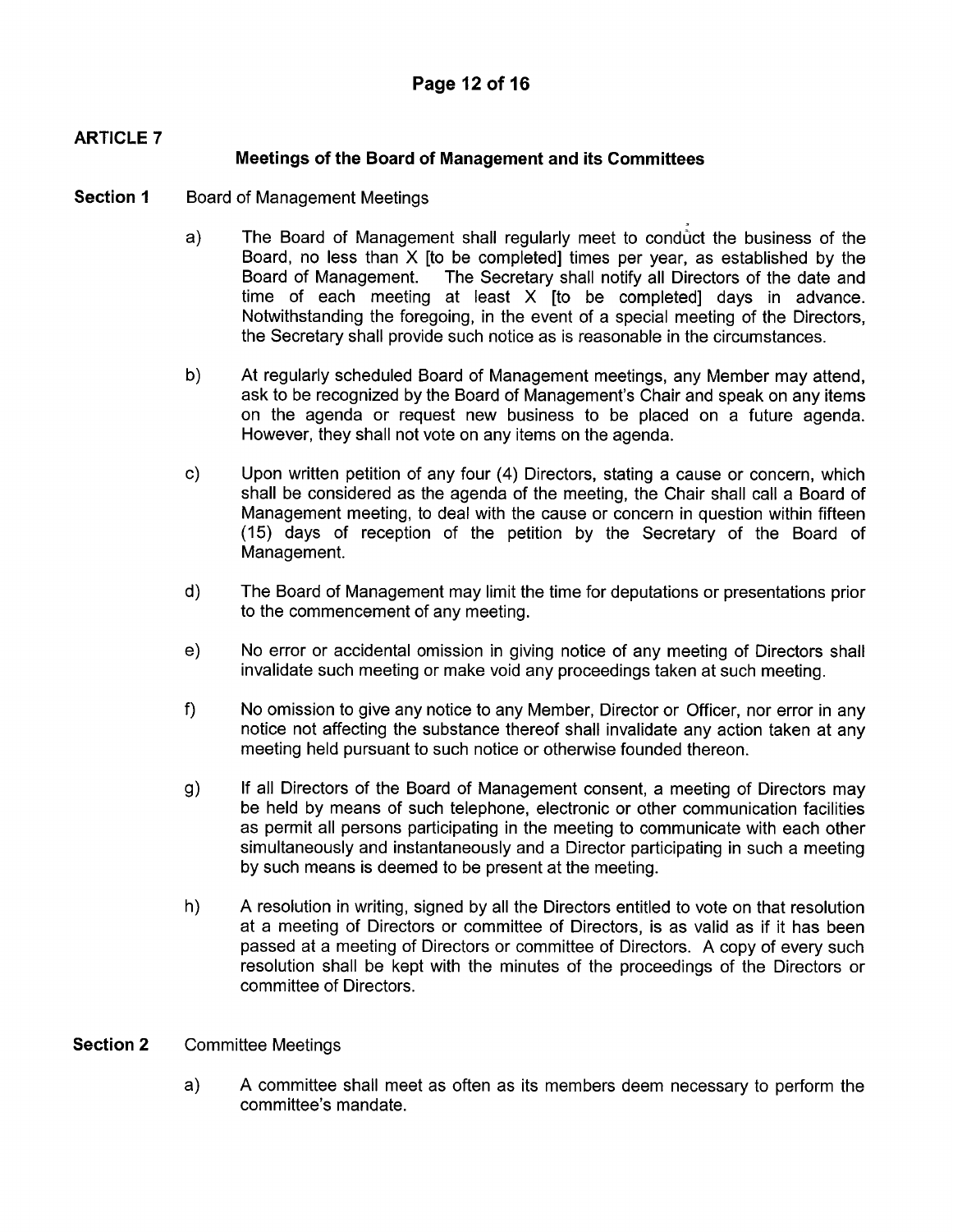## ARTICLE 7

### Meetings of the Board of Management and its Committees

**Section 1** Board of Management Meetings

a) The Board of Management shall regularly meet to conduct the business of the Board, no less than X [to be completed] times per year, as established by the Board of Management. The Secretary shall notify all Directors of the date and time of each meeting at least X [to be completed] days in advance. Notwithstanding the foregoing, in the event of a special meeting of the Directors, the Secretary shall provide such notice as is reasonable in the circumstances.

b) At regularly scheduled Board of Management meetings, any Member may attend, ask to be recognized by the Board of Management's Chair and speak on any items on the agenda or request new business to be placed on a future agenda. However, they shall not vote on any items on the agenda.

c) Upon written petition of any four (4) Directors, stating a cause or concern, which shall be considered as the agenda of the meeting, the Chair shall call a Board of Management meeting, to deal with the cause or concern in question within fifteen (15) days of reception of the petition by the Secretary of the Board of Management.

d) The Board of Management may limit the time for deputations or presentations prior to the commencement of any meeting.

e) No error or accidental omission in giving notice of any meeting of Directors shall invalidate such meeting or make void any proceedings taken at such meeting.

f) No omission to give any notice to any Member, Director or Officer, nor error in any notice not affecting the substance thereof shall invalidate any action taken at any meeting held pursuant to such notice or otherwise founded thereon.

g) If all Directors of the Board of Management consent, a meeting of Directors may be held by means of such telephone, electronic or other communication facilities as permit all persons participating in the meeting to communicate with each other simultaneously and instantaneously and a Director participating in such a meeting by such means is deemed to be present at the meeting.

h) A resolution in writing, signed by all the Directors entitled to vote on that resolution at a meeting of Directors or committee of Directors, is as valid as if it has been passed at a meeting of Directors or committee of Directors. A copy of every such resolution shall be kept with the minutes of the proceedings of the Directors or committee of Directors.

**Section 2** Committee Meetings

a) A committee shall meet as often as its members deem necessary to perform the committee's mandate.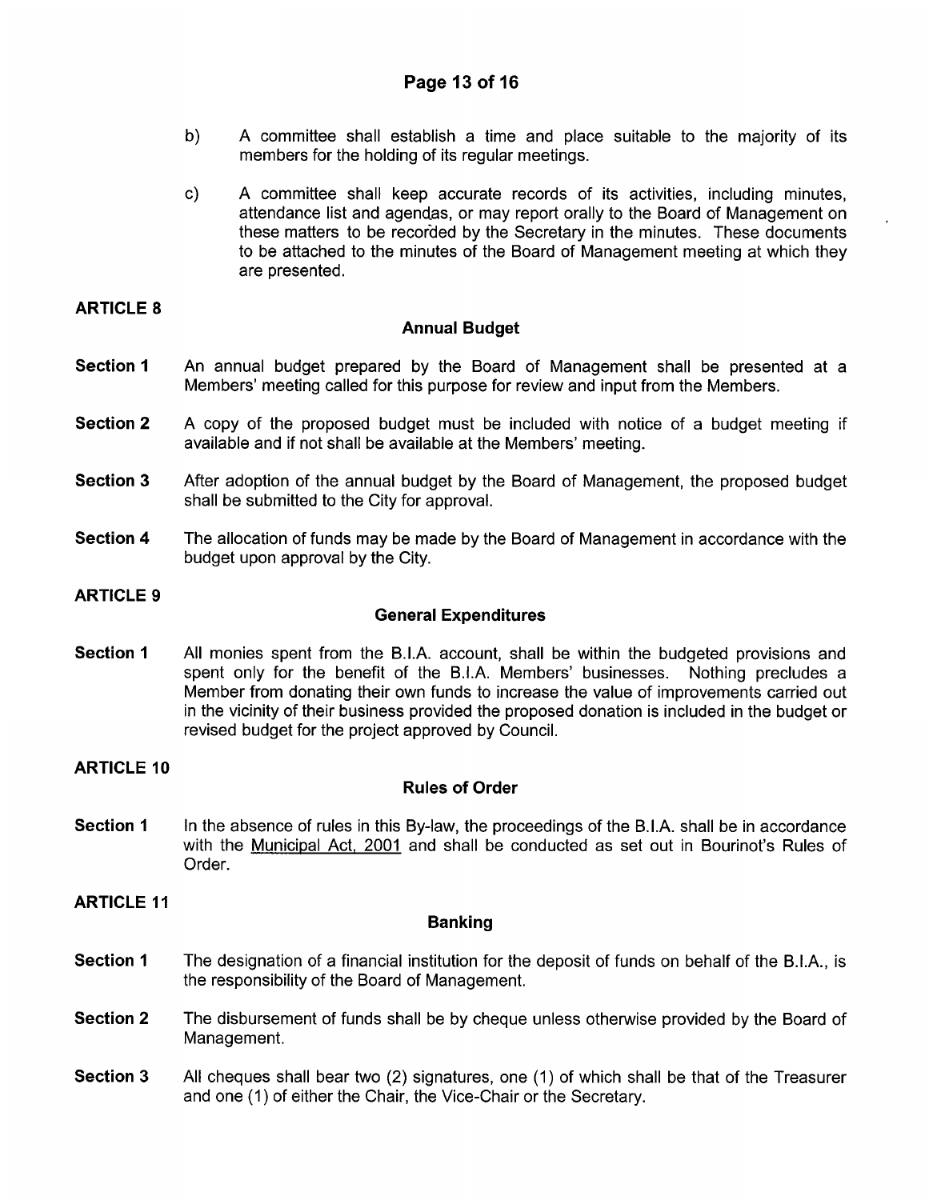b) A committee shall establish a time and place suitable to the majority of its members for the holding of its regular meetings.

c) A committee shall keep accurate records of its activities, including minutes, attendance list and agendas, or may report orally to the Board of Management on these matters to be recorded by the Secretary in the minutes. These documents to be attached to the minutes of the Board of Management meeting at which they are presented.

## ARTICLE 8

### Annual Budget

**Section 1** An annual budget prepared by the Board of Management shall be presented at a Members' meeting called for this purpose for review and input from the Members.

**Section 2** A copy of the proposed budget must be included with notice of a budget meeting if available and if not shall be available at the Members' meeting.

**Section 3** After adoption of the annual budget by the Board of Management, the proposed budget shall be submitted to the City for approval.

**Section 4** The allocation of funds may be made by the Board of Management in accordance with the budget upon approval by the City.

## ARTICLE 9

### General Expenditures

**Section 1** All monies spent from the B.I.A. account, shall be within the budgeted provisions and spent only for the benefit of the B.I.A. Members' businesses. Nothing precludes a Member from donating their own funds to increase the value of improvements carried out in the vicinity of their business provided the proposed donation is included in the budget or revised budget for the project approved by Council.

## ARTICLE 10

### Rules of Order

**Section 1** In the absence of rules in this By-law, the proceedings of the B.I.A. shall be in accordance with the Municipal Act, 2001 and shall be conducted as set out in Bourinot's Rules of Order.

## ARTICLE 11

### Banking

**Section 1** The designation of a financial institution for the deposit of funds on behalf of the B.I.A., is the responsibility of the Board of Management.

**Section 2** The disbursement of funds shall be by cheque unless otherwise provided by the Board of Management.

**Section 3** All cheques shall bear two (2) signatures, one (1) of which shall be that of the Treasurer and one (1) of either the Chair, the Vice-Chair or the Secretary.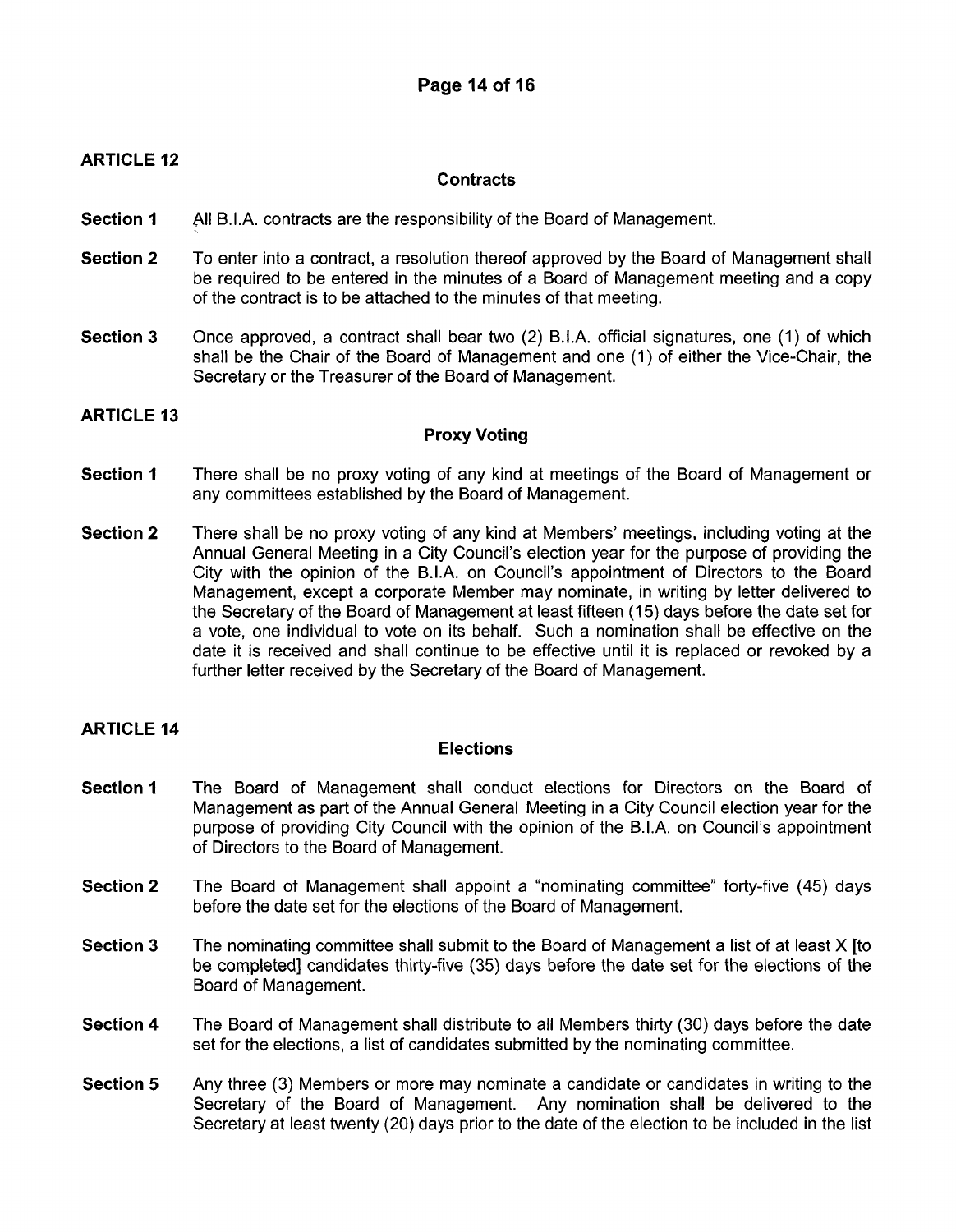## ARTICLE 12

### Contracts

**Section 1** All B.I.A. contracts are the responsibility of the Board of Management.

**Section 2** To enter into a contract, a resolution thereof approved by the Board of Management shall be required to be entered in the minutes of a Board of Management meeting and a copy of the contract is to be attached to the minutes of that meeting.

**Section 3** Once approved, a contract shall bear two (2) B.I.A. official signatures, one (1) of which shall be the Chair of the Board of Management and one (1) of either the Vice-Chair, the Secretary or the Treasurer of the Board of Management.

## ARTICLE 13

### Proxy Voting

**Section 1** There shall be no proxy voting of any kind at meetings of the Board of Management or any committees established by the Board of Management.

**Section 2** There shall be no proxy voting of any kind at Members' meetings, including voting at the Annual General Meeting in a City Council's election year for the purpose of providing the City with the opinion of the B.I.A. on Council's appointment of Directors to the Board Management, except a corporate Member may nominate, in writing by letter delivered to the Secretary of the Board of Management at least fifteen (15) days before the date set for a vote, one individual to vote on its behalf. Such a nomination shall be effective on the date it is received and shall continue to be effective until it is replaced or revoked by a further letter received by the Secretary of the Board of Management.

## ARTICLE 14

### Elections

**Section 1** The Board of Management shall conduct elections for Directors on the Board of Management as part of the Annual General Meeting in a City Council election year for the purpose of providing City Council with the opinion of the B.I.A. on Council's appointment of Directors to the Board of Management.

**Section 2** The Board of Management shall appoint a "nominating committee" forty-five (45) days before the date set for the elections of the Board of Management.

**Section 3** The nominating committee shall submit to the Board of Management a list of at least X [to be completed] candidates thirty-five (35) days before the date set for the elections of the Board of Management.

**Section 4** The Board of Management shall distribute to all Members thirty (30) days before the date set for the elections, a list of candidates submitted by the nominating committee.

**Section 5** Any three (3) Members or more may nominate a candidate or candidates in writing to the Secretary of the Board of Management. Any nomination shall be delivered to the Secretary at least twenty (20) days prior to the date of the election to be included in the list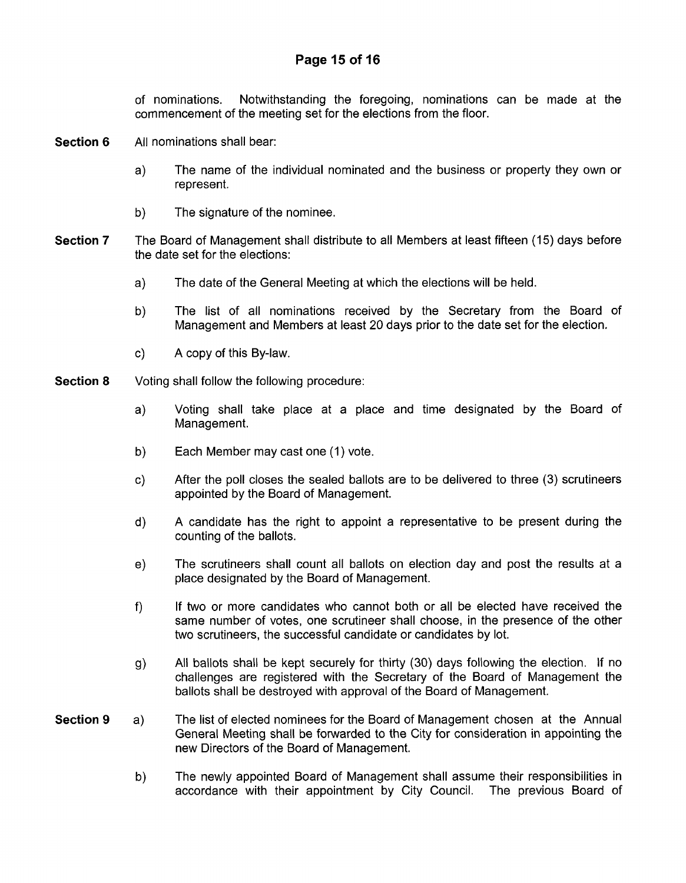of nominations. Notwithstanding the foregoing, nominations can be made at the commencement of the meeting set for the elections from the floor.

**Section 6** All nominations shall bear:

a) The name of the individual nominated and the business or property they own or represent.

b) The signature of the nominee.

**Section 7** The Board of Management shall distribute to all Members at least fifteen (15) days before the date set for the elections:

a) The date of the General Meeting at which the elections will be held.

b) The list of all nominations received by the Secretary from the Board of Management and Members at least 20 days prior to the date set for the election.

c) A copy of this By-law.

**Section 8** Voting shall follow the following procedure:

a) Voting shall take place at a place and time designated by the Board of Management.

b) Each Member may cast one (1) vote.

c) After the poll closes the sealed ballots are to be delivered to three (3) scrutineers appointed by the Board of Management.

d) A candidate has the right to appoint a representative to be present during the counting of the ballots.

e) The scrutineers shall count all ballots on election day and post the results at a place designated by the Board of Management.

f) If two or more candidates who cannot both or all be elected have received the same number of votes, one scrutineer shall choose, in the presence of the other two scrutineers, the successful candidate or candidates by lot.

g) All ballots shall be kept securely for thirty (30) days following the election. If no challenges are registered with the Secretary of the Board of Management the ballots shall be destroyed with approval of the Board of Management.

**Section 9** a) The list of elected nominees for the Board of Management chosen at the Annual General Meeting shall be forwarded to the City for consideration in appointing the new Directors of the Board of Management.

b) The newly appointed Board of Management shall assume their responsibilities in accordance with their appointment by City Council. The previous Board of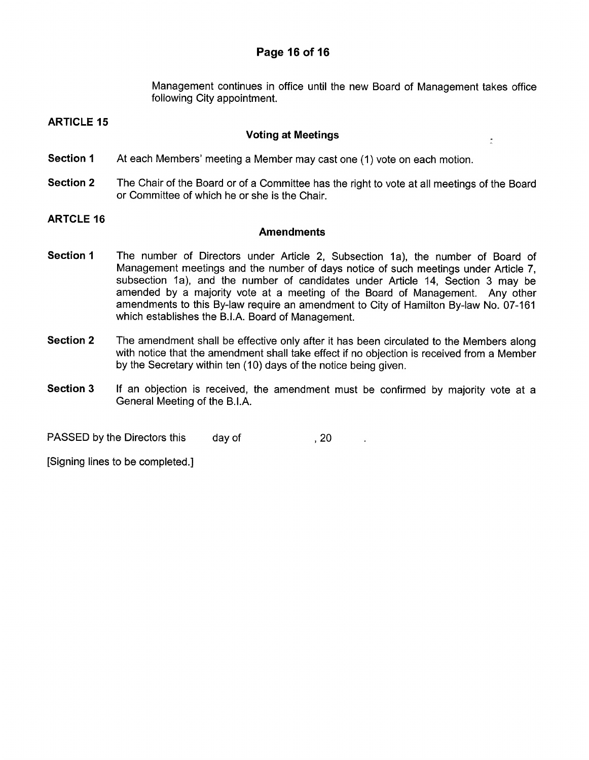Management continues in office until the new Board of Management takes office following City appointment.

## ARTICLE 15

### Voting at Meetings

**Section 1** At each Members' meeting a Member may cast one (1) vote on each motion.

**Section 2** The Chair of the Board or of a Committee has the right to vote at all meetings of the Board or Committee of which he or she is the Chair.

## ARTCLE 16

### Amendments

**Section 1** The number of Directors under Article 2, Subsection 1a), the number of Board of Management meetings and the number of days notice of such meetings under Article 7, subsection 1a), and the number of candidates under Article 14, Section 3 may be amended by a majority vote at a meeting of the Board of Management. Any other amendments to this By-law require an amendment to City of Hamilton By-law No. 07-161 which establishes the B.I.A. Board of Management.

**Section 2** The amendment shall be effective only after it has been circulated to the Members along with notice that the amendment shall take effect if no objection is received from a Member by the Secretary within ten (10) days of the notice being given.

**Section 3** If an objection is received, the amendment must be confirmed by majority vote at a General Meeting of the B.I.A.

PASSED by the Directors this day of , 20 .

[Signing lines to be completed.]